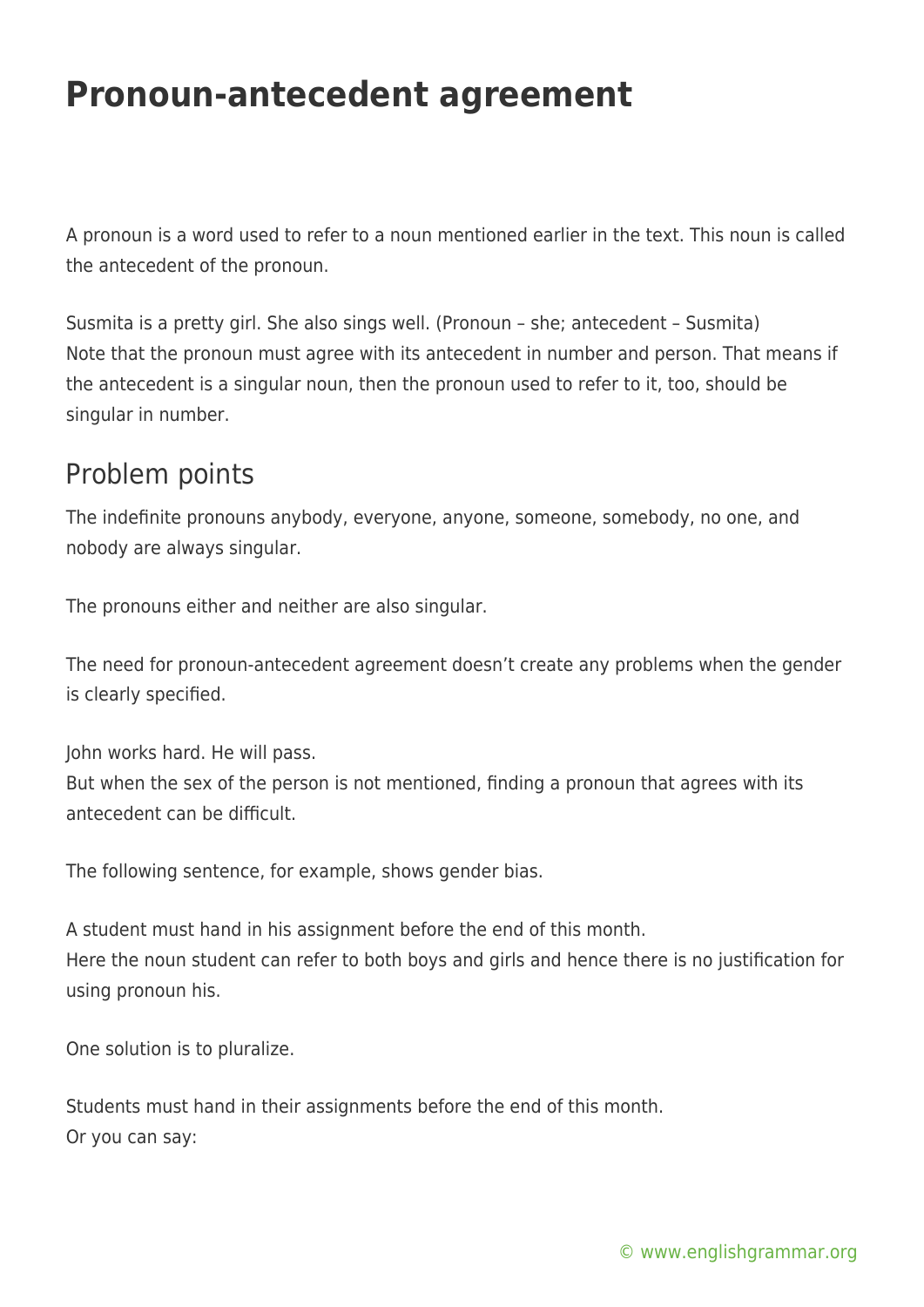# Pronoun-antecedent agreement

A pronoun is a word used to refer to a noun mentioned earlier in the text. This noun is called the antecedent of the pronoun.

Susmita is a pretty girl. She also sings well. (Pronoun – she; antecedent – Susmita)
Note that the pronoun must agree with its antecedent in number and person. That means if the antecedent is a singular noun, then the pronoun used to refer to it, too, should be singular in number.

## Problem points

The indefinite pronouns anybody, everyone, anyone, someone, somebody, no one, and nobody are always singular.

The pronouns either and neither are also singular.

The need for pronoun-antecedent agreement doesn't create any problems when the gender is clearly specified.

John works hard. He will pass.
But when the sex of the person is not mentioned, finding a pronoun that agrees with its antecedent can be difficult.

The following sentence, for example, shows gender bias.

A student must hand in his assignment before the end of this month.
Here the noun student can refer to both boys and girls and hence there is no justification for using pronoun his.

One solution is to pluralize.

Students must hand in their assignments before the end of this month.
Or you can say: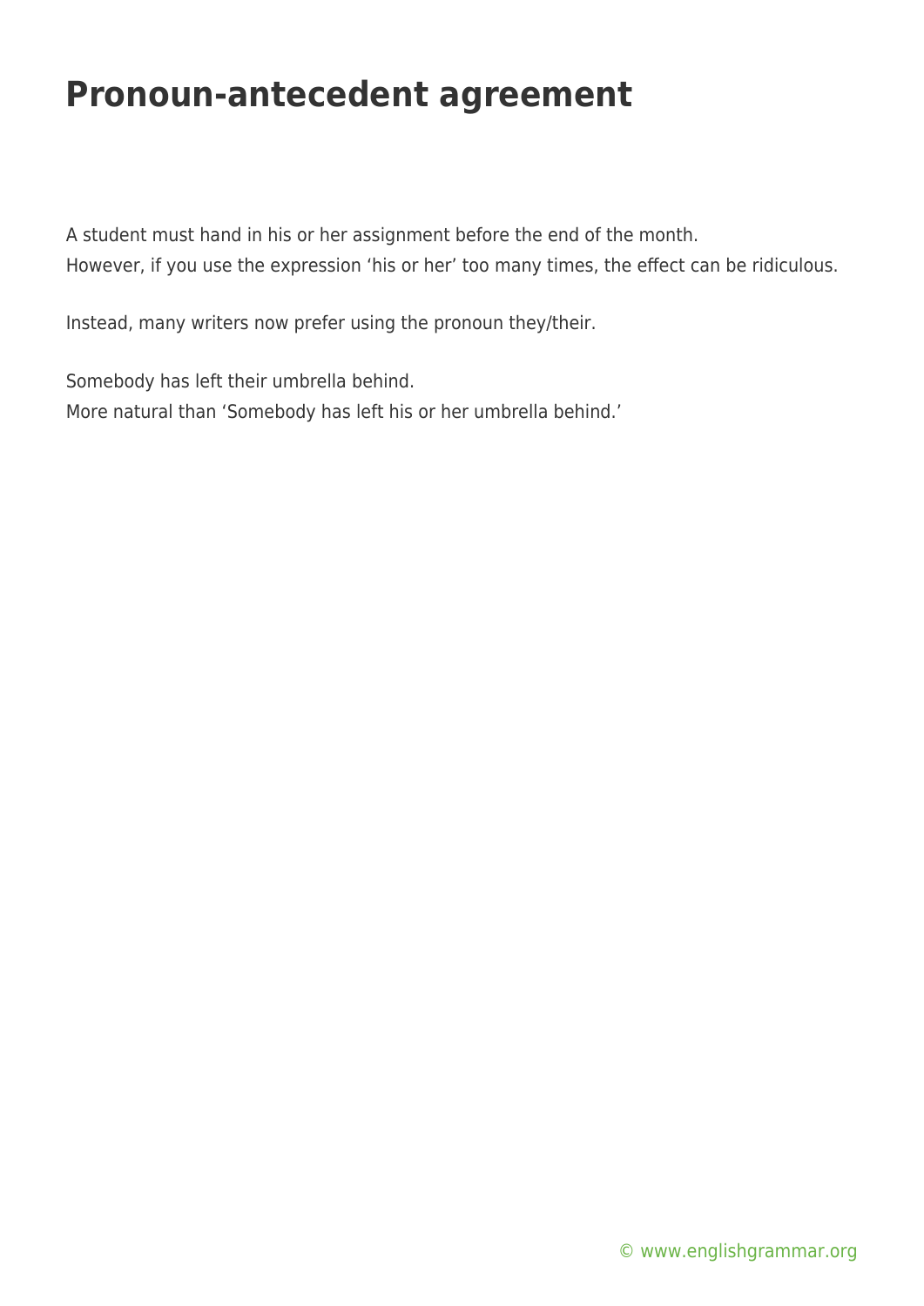# Pronoun-antecedent agreement

A student must hand in his or her assignment before the end of the month.
However, if you use the expression 'his or her' too many times, the effect can be ridiculous.

Instead, many writers now prefer using the pronoun they/their.

Somebody has left their umbrella behind.
More natural than 'Somebody has left his or her umbrella behind.'